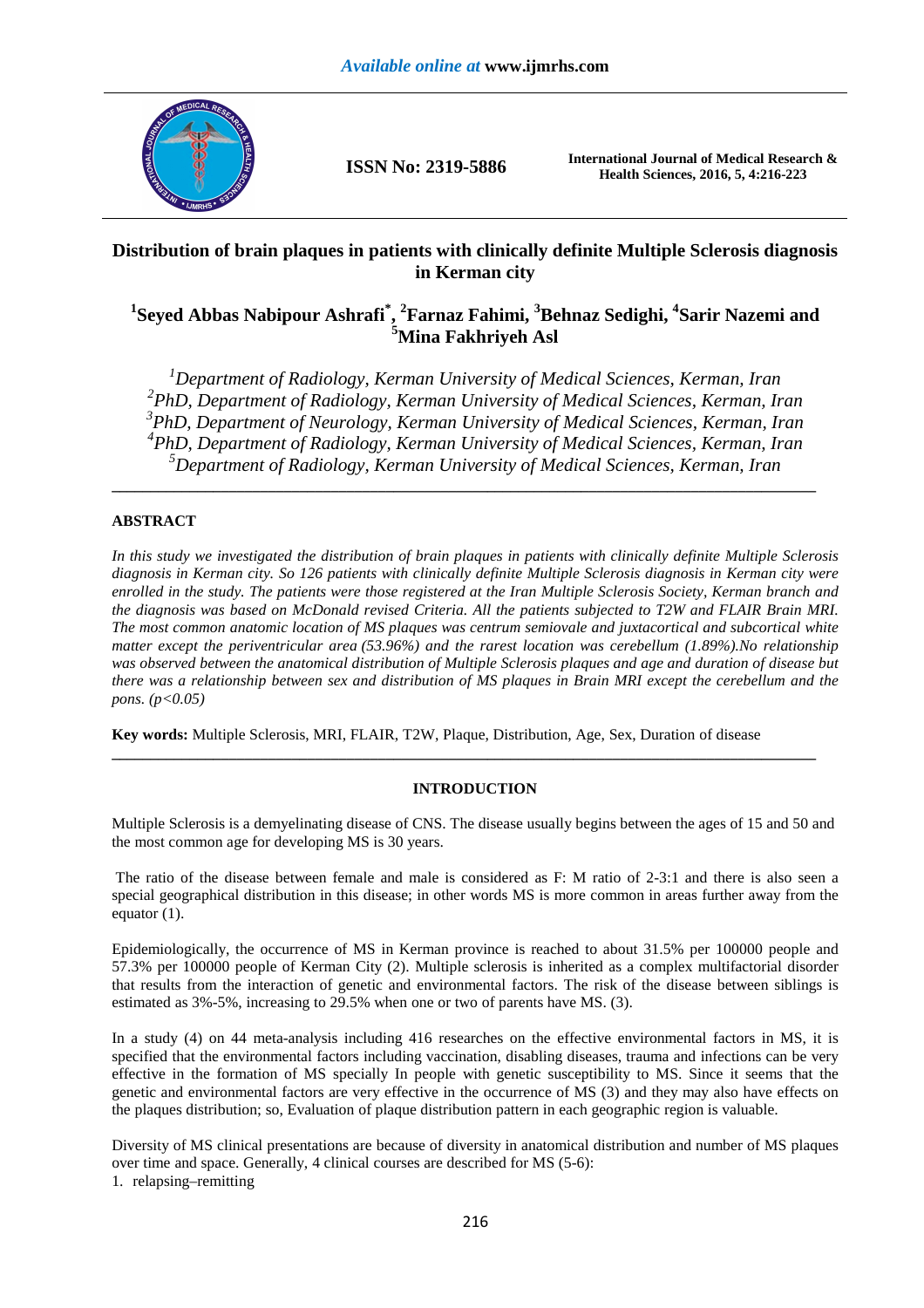# Distribution of brain plaques in patients with clinically definite Multiple Sclerosis diagnosis in Kerman city

**[1]Seyed Abbas Nabipour Ashrafi[*], [2]Farnaz Fahimi, [3]Behnaz Sedighi, [4]Sarir Nazemi and [5]Mina Fakhriyeh Asl**

*[1]Department of Radiology, Kerman University of Medical Sciences, Kerman, Iran*
*[2]PhD, Department of Radiology, Kerman University of Medical Sciences, Kerman, Iran*
*[3]PhD, Department of Neurology, Kerman University of Medical Sciences, Kerman, Iran*
*[4]PhD, Department of Radiology, Kerman University of Medical Sciences, Kerman, Iran*
*[5]Department of Radiology, Kerman University of Medical Sciences, Kerman, Iran*

---

## ABSTRACT

*In this study we investigated the distribution of brain plaques in patients with clinically definite Multiple Sclerosis diagnosis in Kerman city. So 126 patients with clinically definite Multiple Sclerosis diagnosis in Kerman city were enrolled in the study. The patients were those registered at the Iran Multiple Sclerosis Society, Kerman branch and the diagnosis was based on McDonald revised Criteria. All the patients subjected to T2W and FLAIR Brain MRI. The most common anatomic location of MS plaques was centrum semiovale and juxtacortical and subcortical white matter except the periventricular area (53.96%) and the rarest location was cerebellum (1.89%).No relationship was observed between the anatomical distribution of Multiple Sclerosis plaques and age and duration of disease but there was a relationship between sex and distribution of MS plaques in Brain MRI except the cerebellum and the pons. ($p<0.05$)*

**Key words:** Multiple Sclerosis, MRI, FLAIR, T2W, Plaque, Distribution, Age, Sex, Duration of disease

---

## INTRODUCTION

Multiple Sclerosis is a demyelinating disease of CNS. The disease usually begins between the ages of 15 and 50 and the most common age for developing MS is 30 years.

The ratio of the disease between female and male is considered as F: M ratio of 2-3:1 and there is also seen a special geographical distribution in this disease; in other words MS is more common in areas further away from the equator (1).

Epidemiologically, the occurrence of MS in Kerman province is reached to about 31.5% per 100000 people and 57.3% per 100000 people of Kerman City (2). Multiple sclerosis is inherited as a complex multifactorial disorder that results from the interaction of genetic and environmental factors. The risk of the disease between siblings is estimated as 3%-5%, increasing to 29.5% when one or two of parents have MS. (3).

In a study (4) on 44 meta-analysis including 416 researches on the effective environmental factors in MS, it is specified that the environmental factors including vaccination, disabling diseases, trauma and infections can be very effective in the formation of MS specially In people with genetic susceptibility to MS. Since it seems that the genetic and environmental factors are very effective in the occurrence of MS (3) and they may also have effects on the plaques distribution; so, Evaluation of plaque distribution pattern in each geographic region is valuable.

Diversity of MS clinical presentations are because of diversity in anatomical distribution and number of MS plaques over time and space. Generally, 4 clinical courses are described for MS (5-6):

1. relapsing–remitting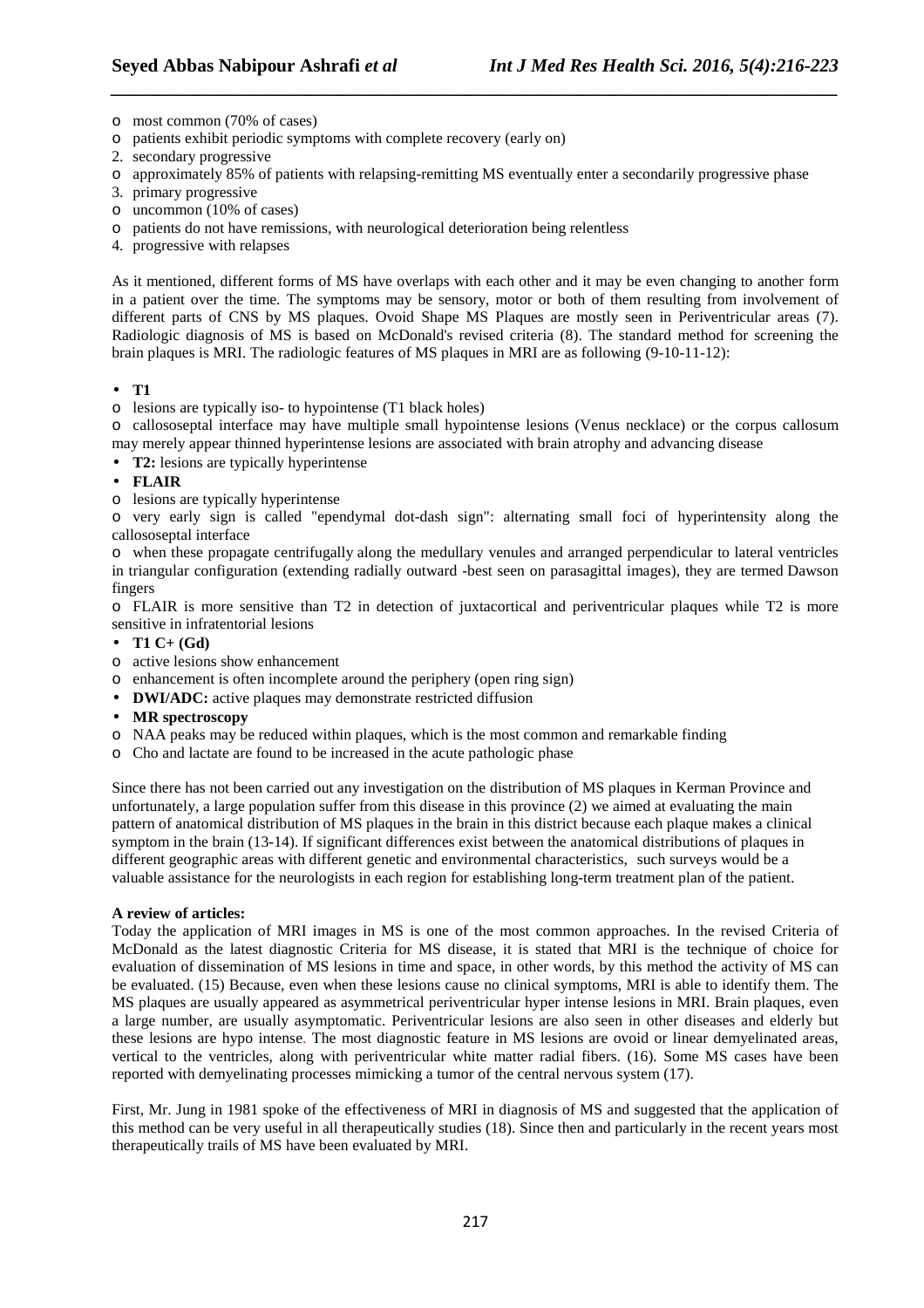- most common (70% of cases)
- patients exhibit periodic symptoms with complete recovery (early on)

2. secondary progressive

- approximately 85% of patients with relapsing-remitting MS eventually enter a secondarily progressive phase

3. primary progressive

- uncommon (10% of cases)
- patients do not have remissions, with neurological deterioration being relentless

4. progressive with relapses

As it mentioned, different forms of MS have overlaps with each other and it may be even changing to another form in a patient over the time. The symptoms may be sensory, motor or both of them resulting from involvement of different parts of CNS by MS plaques. Ovoid Shape MS Plaques are mostly seen in Periventricular areas (7). Radiologic diagnosis of MS is based on McDonald's revised criteria (8). The standard method for screening the brain plaques is MRI. The radiologic features of MS plaques in MRI are as following (9-10-11-12):

- **T1**
  - lesions are typically iso- to hypointense (T1 black holes)
  - callososeptal interface may have multiple small hypointense lesions (Venus necklace) or the corpus callosum may merely appear thinned hyperintense lesions are associated with brain atrophy and advancing disease
- **T2:** lesions are typically hyperintense
- **FLAIR**
  - lesions are typically hyperintense
  - very early sign is called "ependymal dot-dash sign": alternating small foci of hyperintensity along the callososeptal interface
  - when these propagate centrifugally along the medullary venules and arranged perpendicular to lateral ventricles in triangular configuration (extending radially outward -best seen on parasagittal images), they are termed Dawson fingers
  - FLAIR is more sensitive than T2 in detection of juxtacortical and periventricular plaques while T2 is more sensitive in infratentorial lesions
- **T1 C+ (Gd)**
  - active lesions show enhancement
  - enhancement is often incomplete around the periphery (open ring sign)
- **DWI/ADC:** active plaques may demonstrate restricted diffusion
- **MR spectroscopy**
  - NAA peaks may be reduced within plaques, which is the most common and remarkable finding
  - Cho and lactate are found to be increased in the acute pathologic phase

Since there has not been carried out any investigation on the distribution of MS plaques in Kerman Province and unfortunately, a large population suffer from this disease in this province (2) we aimed at evaluating the main pattern of anatomical distribution of MS plaques in the brain in this district because each plaque makes a clinical symptom in the brain (13-14). If significant differences exist between the anatomical distributions of plaques in different geographic areas with different genetic and environmental characteristics, such surveys would be a valuable assistance for the neurologists in each region for establishing long-term treatment plan of the patient.

**A review of articles:**

Today the application of MRI images in MS is one of the most common approaches. In the revised Criteria of McDonald as the latest diagnostic Criteria for MS disease, it is stated that MRI is the technique of choice for evaluation of dissemination of MS lesions in time and space, in other words, by this method the activity of MS can be evaluated. (15) Because, even when these lesions cause no clinical symptoms, MRI is able to identify them. The MS plaques are usually appeared as asymmetrical periventricular hyper intense lesions in MRI. Brain plaques, even a large number, are usually asymptomatic. Periventricular lesions are also seen in other diseases and elderly but these lesions are hypo intense. The most diagnostic feature in MS lesions are ovoid or linear demyelinated areas, vertical to the ventricles, along with periventricular white matter radial fibers. (16). Some MS cases have been reported with demyelinating processes mimicking a tumor of the central nervous system (17).

First, Mr. Jung in 1981 spoke of the effectiveness of MRI in diagnosis of MS and suggested that the application of this method can be very useful in all therapeutically studies (18). Since then and particularly in the recent years most therapeutically trails of MS have been evaluated by MRI.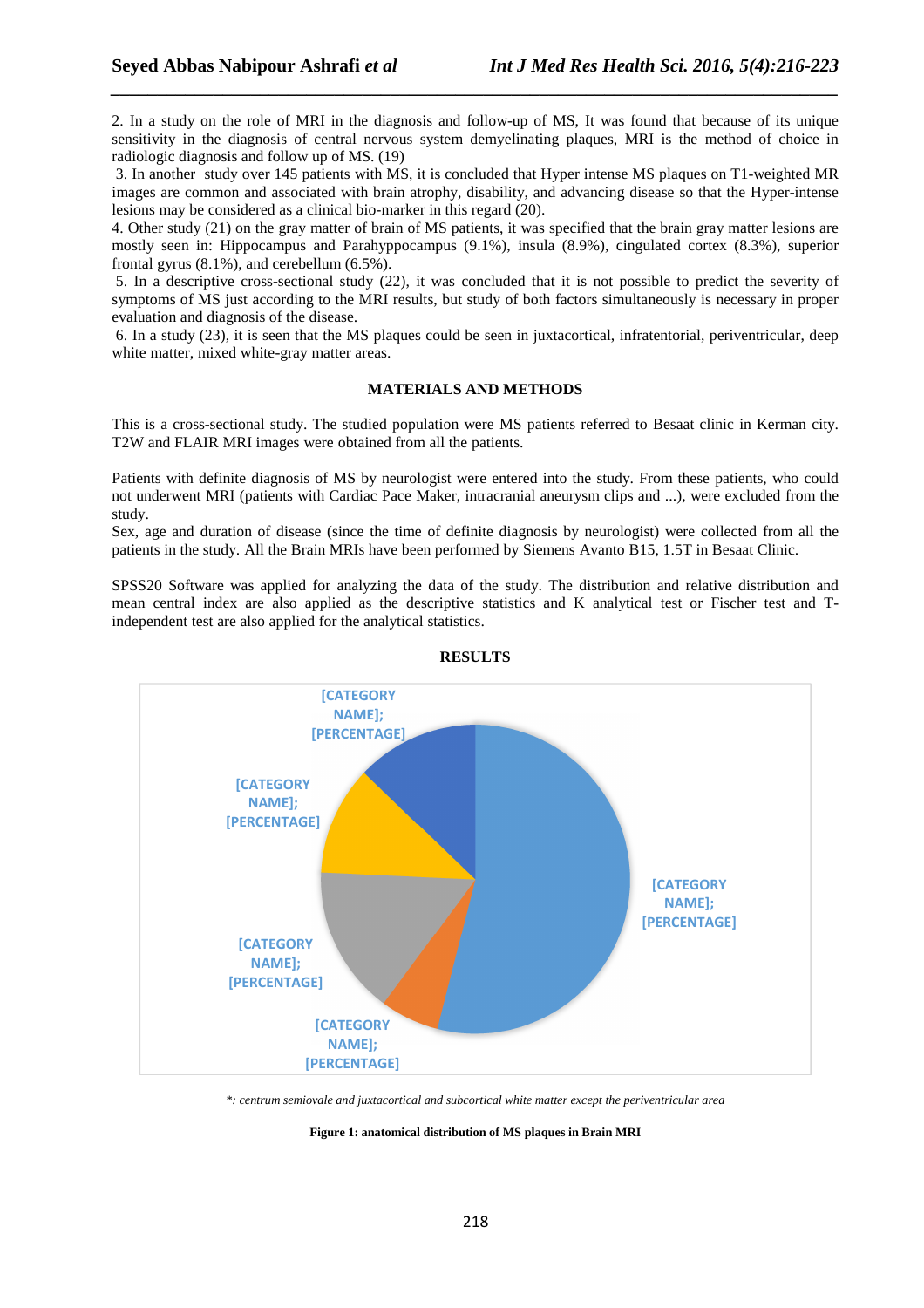2. In a study on the role of MRI in the diagnosis and follow-up of MS, It was found that because of its unique sensitivity in the diagnosis of central nervous system demyelinating plaques, MRI is the method of choice in radiologic diagnosis and follow up of MS. (19)

3. In another study over 145 patients with MS, it is concluded that Hyper intense MS plaques on T1-weighted MR images are common and associated with brain atrophy, disability, and advancing disease so that the Hyper-intense lesions may be considered as a clinical bio-marker in this regard (20).

4. Other study (21) on the gray matter of brain of MS patients, it was specified that the brain gray matter lesions are mostly seen in: Hippocampus and Parahyppocampus (9.1%), insula (8.9%), cingulated cortex (8.3%), superior frontal gyrus (8.1%), and cerebellum (6.5%).

5. In a descriptive cross-sectional study (22), it was concluded that it is not possible to predict the severity of symptoms of MS just according to the MRI results, but study of both factors simultaneously is necessary in proper evaluation and diagnosis of the disease.

6. In a study (23), it is seen that the MS plaques could be seen in juxtacortical, infratentorial, periventricular, deep white matter, mixed white-gray matter areas.

## MATERIALS AND METHODS

This is a cross-sectional study. The studied population were MS patients referred to Besaat clinic in Kerman city. T2W and FLAIR MRI images were obtained from all the patients.

Patients with definite diagnosis of MS by neurologist were entered into the study. From these patients, who could not underwent MRI (patients with Cardiac Pace Maker, intracranial aneurysm clips and ...), were excluded from the study.

Sex, age and duration of disease (since the time of definite diagnosis by neurologist) were collected from all the patients in the study. All the Brain MRIs have been performed by Siemens Avanto B15, 1.5T in Besaat Clinic.

SPSS20 Software was applied for analyzing the data of the study. The distribution and relative distribution and mean central index are also applied as the descriptive statistics and K analytical test or Fischer test and T-independent test are also applied for the analytical statistics.

## RESULTS

[CATEGORY NAME]; [PERCENTAGE]

[CATEGORY NAME]; [PERCENTAGE]

[CATEGORY NAME]; [PERCENTAGE]

[CATEGORY NAME]; [PERCENTAGE]

[CATEGORY NAME]; [PERCENTAGE]

*\*: centrum semiovale and juxtacortical and subcortical white matter except the periventricular area*

**Figure 1: anatomical distribution of MS plaques in Brain MRI**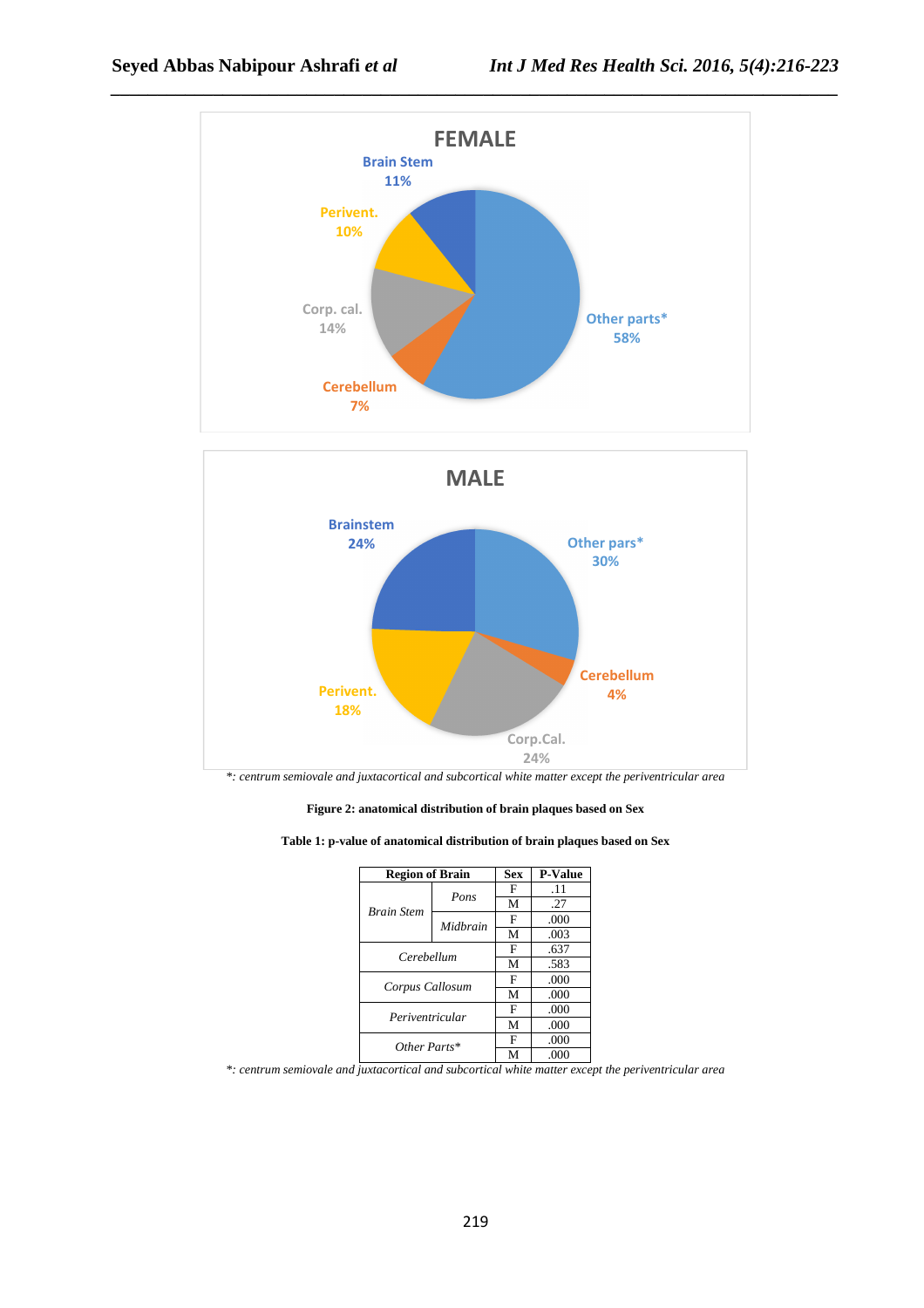FEMALE

Brain Stem 11%
Perivent. 10%
Corp. cal. 14%
Cerebellum 7%
Other parts* 58%

MALE

Brainstem 24%
Other pars* 30%
Cerebellum 4%
Perivent. 18%
Corp.Cal. 24%

*: centrum semiovale and juxtacortical and subcortical white matter except the periventricular area

**Figure 2: anatomical distribution of brain plaques based on Sex**

**Table 1: p-value of anatomical distribution of brain plaques based on Sex**

| Region of Brain | | Sex | P-Value |
|---|---|---|---|
| *Brain Stem* | *Pons* | F | .11 |
| | | M | .27 |
| | *Midbrain* | F | .000 |
| | | M | .003 |
| *Cerebellum* | | F | .637 |
| | | M | .583 |
| *Corpus Callosum* | | F | .000 |
| | | M | .000 |
| *Periventricular* | | F | .000 |
| | | M | .000 |
| *Other Parts** | | F | .000 |
| | | M | .000 |

*: centrum semiovale and juxtacortical and subcortical white matter except the periventricular area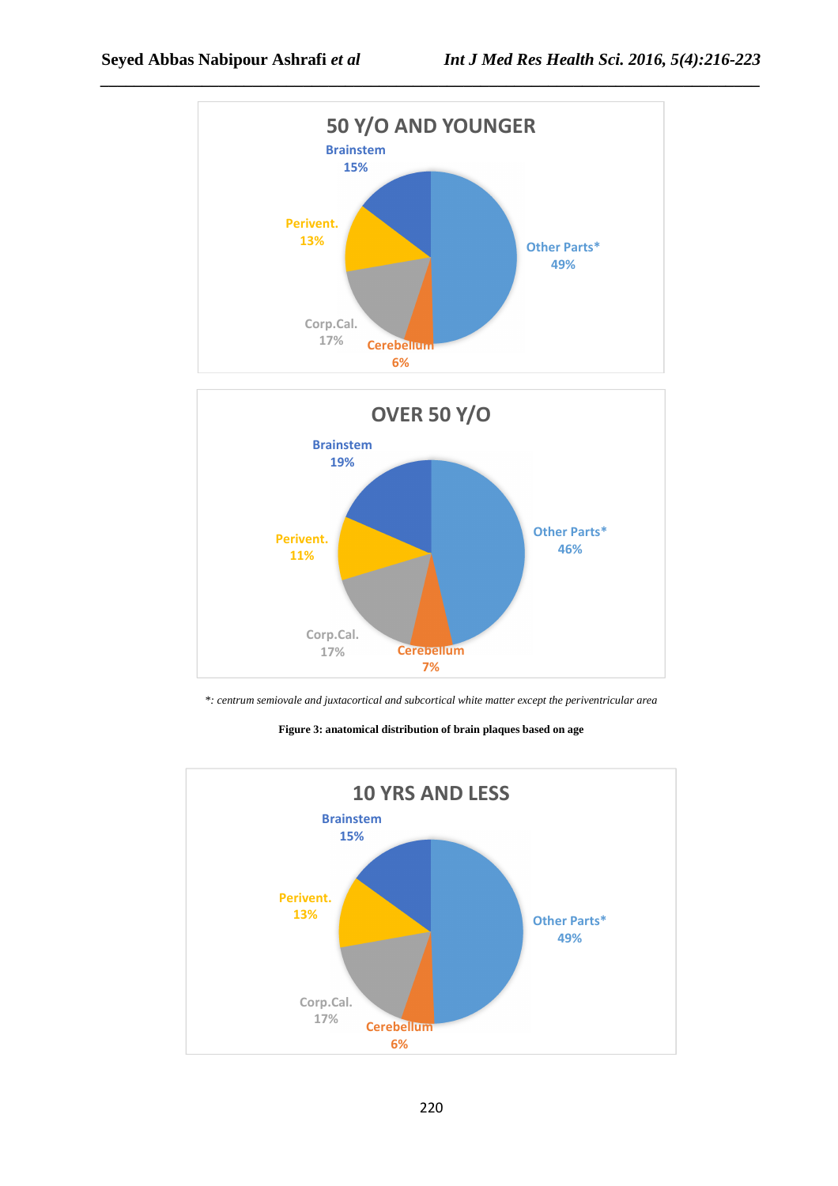**50 Y/O AND YOUNGER**

- Brainstem 15%
- Perivent. 13%
- Corp.Cal. 17%
- Cerebellum 6%
- Other Parts* 49%

**OVER 50 Y/O**

- Brainstem 19%
- Perivent. 11%
- Corp.Cal. 17%
- Cerebellum 7%
- Other Parts* 46%

*\*: centrum semiovale and juxtacortical and subcortical white matter except the periventricular area*

**Figure 3: anatomical distribution of brain plaques based on age**

**10 YRS AND LESS**

- Brainstem 15%
- Perivent. 13%
- Corp.Cal. 17%
- Cerebellum 6%
- Other Parts* 49%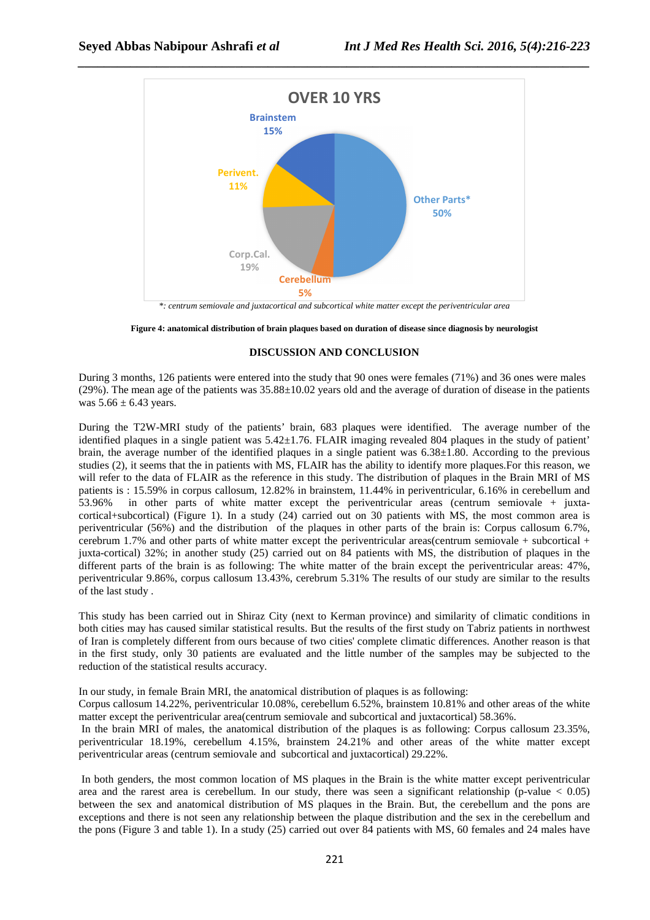OVER 10 YRS

Brainstem 15%

Perivent. 11%

Other Parts* 50%

Corp.Cal. 19%

Cerebellum 5%

*: centrum semiovale and juxtacortical and subcortical white matter except the periventricular area

**Figure 4: anatomical distribution of brain plaques based on duration of disease since diagnosis by neurologist**

## DISCUSSION AND CONCLUSION

During 3 months, 126 patients were entered into the study that 90 ones were females (71%) and 36 ones were males (29%). The mean age of the patients was 35.88±10.02 years old and the average of duration of disease in the patients was 5.66 ± 6.43 years.

During the T2W-MRI study of the patients' brain, 683 plaques were identified. The average number of the identified plaques in a single patient was 5.42±1.76. FLAIR imaging revealed 804 plaques in the study of patient' brain, the average number of the identified plaques in a single patient was 6.38±1.80. According to the previous studies (2), it seems that the in patients with MS, FLAIR has the ability to identify more plaques.For this reason, we will refer to the data of FLAIR as the reference in this study. The distribution of plaques in the Brain MRI of MS patients is : 15.59% in corpus callosum, 12.82% in brainstem, 11.44% in periventricular, 6.16% in cerebellum and 53.96% in other parts of white matter except the periventricular areas (centrum semiovale + juxta-cortical+subcortical) (Figure 1). In a study (24) carried out on 30 patients with MS, the most common area is periventricular (56%) and the distribution of the plaques in other parts of the brain is: Corpus callosum 6.7%, cerebrum 1.7% and other parts of white matter except the periventricular areas(centrum semiovale + subcortical + juxta-cortical) 32%; in another study (25) carried out on 84 patients with MS, the distribution of plaques in the different parts of the brain is as following: The white matter of the brain except the periventricular areas: 47%, periventricular 9.86%, corpus callosum 13.43%, cerebrum 5.31% The results of our study are similar to the results of the last study .

This study has been carried out in Shiraz City (next to Kerman province) and similarity of climatic conditions in both cities may has caused similar statistical results. But the results of the first study on Tabriz patients in northwest of Iran is completely different from ours because of two cities' complete climatic differences. Another reason is that in the first study, only 30 patients are evaluated and the little number of the samples may be subjected to the reduction of the statistical results accuracy.

In our study, in female Brain MRI, the anatomical distribution of plaques is as following:
Corpus callosum 14.22%, periventricular 10.08%, cerebellum 6.52%, brainstem 10.81% and other areas of the white matter except the periventricular area(centrum semiovale and subcortical and juxtacortical) 58.36%.
In the brain MRI of males, the anatomical distribution of the plaques is as following: Corpus callosum 23.35%, periventricular 18.19%, cerebellum 4.15%, brainstem 24.21% and other areas of the white matter except periventricular areas (centrum semiovale and subcortical and juxtacortical) 29.22%.

In both genders, the most common location of MS plaques in the Brain is the white matter except periventricular area and the rarest area is cerebellum. In our study, there was seen a significant relationship (p-value < 0.05) between the sex and anatomical distribution of MS plaques in the Brain. But, the cerebellum and the pons are exceptions and there is not seen any relationship between the plaque distribution and the sex in the cerebellum and the pons (Figure 3 and table 1). In a study (25) carried out over 84 patients with MS, 60 females and 24 males have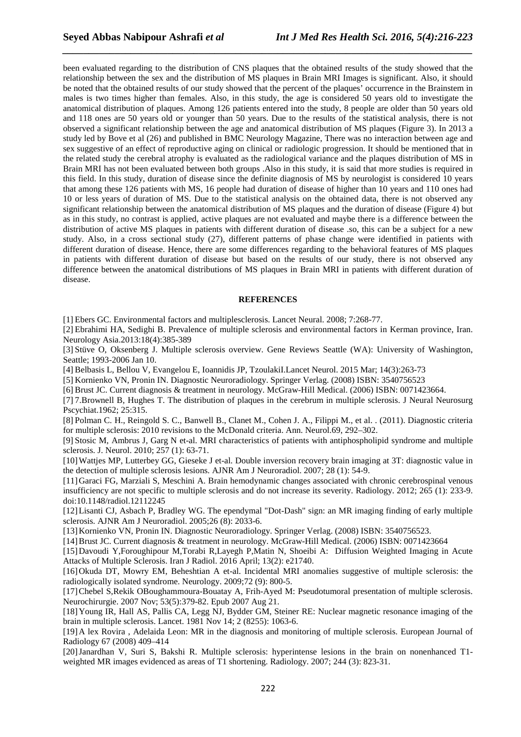been evaluated regarding to the distribution of CNS plaques that the obtained results of the study showed that the relationship between the sex and the distribution of MS plaques in Brain MRI Images is significant. Also, it should be noted that the obtained results of our study showed that the percent of the plaques' occurrence in the Brainstem in males is two times higher than females. Also, in this study, the age is considered 50 years old to investigate the anatomical distribution of plaques. Among 126 patients entered into the study, 8 people are older than 50 years old and 118 ones are 50 years old or younger than 50 years. Due to the results of the statistical analysis, there is not observed a significant relationship between the age and anatomical distribution of MS plaques (Figure 3). In 2013 a study led by Bove et al (26) and published in BMC Neurology Magazine, There was no interaction between age and sex suggestive of an effect of reproductive aging on clinical or radiologic progression. It should be mentioned that in the related study the cerebral atrophy is evaluated as the radiological variance and the plaques distribution of MS in Brain MRI has not been evaluated between both groups .Also in this study, it is said that more studies is required in this field. In this study, duration of disease since the definite diagnosis of MS by neurologist is considered 10 years that among these 126 patients with MS, 16 people had duration of disease of higher than 10 years and 110 ones had 10 or less years of duration of MS. Due to the statistical analysis on the obtained data, there is not observed any significant relationship between the anatomical distribution of MS plaques and the duration of disease (Figure 4) but as in this study, no contrast is applied, active plaques are not evaluated and maybe there is a difference between the distribution of active MS plaques in patients with different duration of disease .so, this can be a subject for a new study. Also, in a cross sectional study (27), different patterns of phase change were identified in patients with different duration of disease. Hence, there are some differences regarding to the behavioral features of MS plaques in patients with different duration of disease but based on the results of our study, there is not observed any difference between the anatomical distributions of MS plaques in Brain MRI in patients with different duration of disease.

## REFERENCES

[1] Ebers GC. Environmental factors and multiplesclerosis. Lancet Neural. 2008; 7:268-77.

[2] Ebrahimi HA, Sedighi B. Prevalence of multiple sclerosis and environmental factors in Kerman province, Iran. Neurology Asia.2013:18(4):385-389

[3] Stüve O, Oksenberg J. Multiple sclerosis overview. Gene Reviews Seattle (WA): University of Washington, Seattle; 1993-2006 Jan 10.

[4] Belbasis L, Bellou V, Evangelou E, Ioannidis JP, TzoulakiI.Lancet Neurol. 2015 Mar; 14(3):263-73

[5] Kornienko VN, Pronin IN. Diagnostic Neuroradiology. Springer Verlag. (2008) ISBN: 3540756523

[6] Brust JC. Current diagnosis & treatment in neurology. McGraw-Hill Medical. (2006) ISBN: 0071423664.

[7] 7.Brownell B, Hughes T. The distribution of plaques in the cerebrum in multiple sclerosis. J Neural Neurosurg Pscychiat.1962; 25:315.

[8] Polman C. H., Reingold S. C., Banwell B., Clanet M., Cohen J. A., Filippi M., et al. . (2011). Diagnostic criteria for multiple sclerosis: 2010 revisions to the McDonald criteria. Ann. Neurol.69, 292–302.

[9] Stosic M, Ambrus J, Garg N et-al. MRI characteristics of patients with antiphospholipid syndrome and multiple sclerosis. J. Neurol. 2010; 257 (1): 63-71.

[10] Wattjes MP, Lutterbey GG, Gieseke J et-al. Double inversion recovery brain imaging at 3T: diagnostic value in the detection of multiple sclerosis lesions. AJNR Am J Neuroradiol. 2007; 28 (1): 54-9.

[11] Garaci FG, Marziali S, Meschini A. Brain hemodynamic changes associated with chronic cerebrospinal venous insufficiency are not specific to multiple sclerosis and do not increase its severity. Radiology. 2012; 265 (1): 233-9. doi:10.1148/radiol.12112245

[12] Lisanti CJ, Asbach P, Bradley WG. The ependymal "Dot-Dash" sign: an MR imaging finding of early multiple sclerosis. AJNR Am J Neuroradiol. 2005;26 (8): 2033-6.

[13] Kornienko VN, Pronin IN. Diagnostic Neuroradiology. Springer Verlag. (2008) ISBN: 3540756523.

[14] Brust JC. Current diagnosis & treatment in neurology. McGraw-Hill Medical. (2006) ISBN: 0071423664

[15] Davoudi Y,Foroughipour M,Torabi R,Layegh P,Matin N, Shoeibi A: Diffusion Weighted Imaging in Acute Attacks of Multiple Sclerosis. Iran J Radiol. 2016 April; 13(2): e21740.

[16] Okuda DT, Mowry EM, Beheshtian A et-al. Incidental MRI anomalies suggestive of multiple sclerosis: the radiologically isolated syndrome. Neurology. 2009;72 (9): 800-5.

[17] Chebel S,Rekik OBoughammoura-Bouatay A, Frih-Ayed M: Pseudotumoral presentation of multiple sclerosis. Neurochirurgie. 2007 Nov; 53(5):379-82. Epub 2007 Aug 21.

[18] Young IR, Hall AS, Pallis CA, Legg NJ, Bydder GM, Steiner RE: Nuclear magnetic resonance imaging of the brain in multiple sclerosis. Lancet. 1981 Nov 14; 2 (8255): 1063-6.

[19] A lex Rovira , Adelaida Leon: MR in the diagnosis and monitoring of multiple sclerosis. European Journal of Radiology 67 (2008) 409–414

[20] Janardhan V, Suri S, Bakshi R. Multiple sclerosis: hyperintense lesions in the brain on nonenhanced T1-weighted MR images evidenced as areas of T1 shortening. Radiology. 2007; 244 (3): 823-31.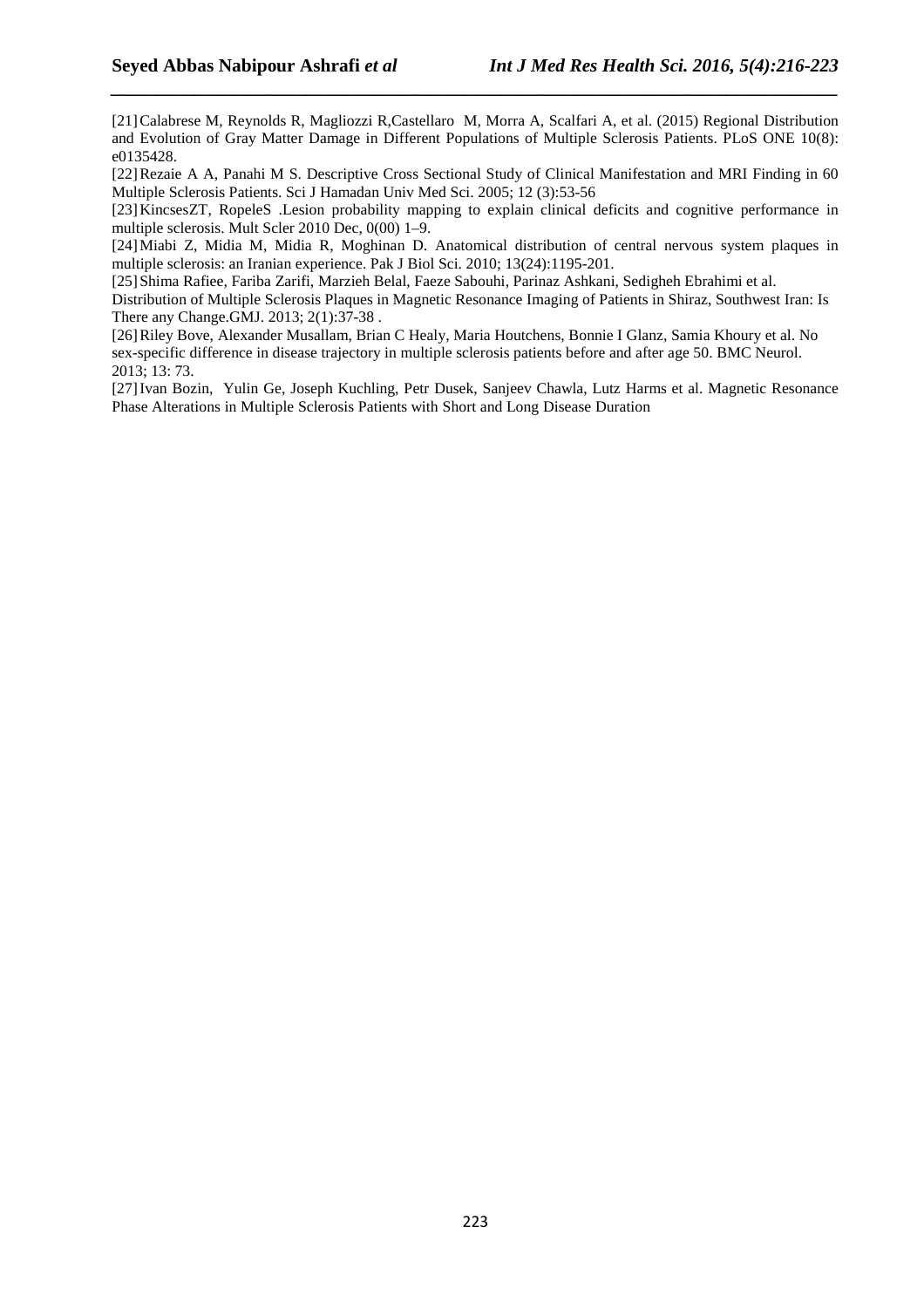[21] Calabrese M, Reynolds R, Magliozzi R,Castellaro M, Morra A, Scalfari A, et al. (2015) Regional Distribution and Evolution of Gray Matter Damage in Different Populations of Multiple Sclerosis Patients. PLoS ONE 10(8): e0135428.

[22] Rezaie A A, Panahi M S. Descriptive Cross Sectional Study of Clinical Manifestation and MRI Finding in 60 Multiple Sclerosis Patients. Sci J Hamadan Univ Med Sci. 2005; 12 (3):53-56

[23] KincsesZT, RopeleS .Lesion probability mapping to explain clinical deficits and cognitive performance in multiple sclerosis. Mult Scler 2010 Dec, 0(00) 1–9.

[24] Miabi Z, Midia M, Midia R, Moghinan D. Anatomical distribution of central nervous system plaques in multiple sclerosis: an Iranian experience. Pak J Biol Sci. 2010; 13(24):1195-201.

[25] Shima Rafiee, Fariba Zarifi, Marzieh Belal, Faeze Sabouhi, Parinaz Ashkani, Sedigheh Ebrahimi et al. Distribution of Multiple Sclerosis Plaques in Magnetic Resonance Imaging of Patients in Shiraz, Southwest Iran: Is There any Change.GMJ. 2013; 2(1):37-38 .

[26] Riley Bove, Alexander Musallam, Brian C Healy, Maria Houtchens, Bonnie I Glanz, Samia Khoury et al. No sex-specific difference in disease trajectory in multiple sclerosis patients before and after age 50. BMC Neurol. 2013; 13: 73.

[27] Ivan Bozin, Yulin Ge, Joseph Kuchling, Petr Dusek, Sanjeev Chawla, Lutz Harms et al. Magnetic Resonance Phase Alterations in Multiple Sclerosis Patients with Short and Long Disease Duration